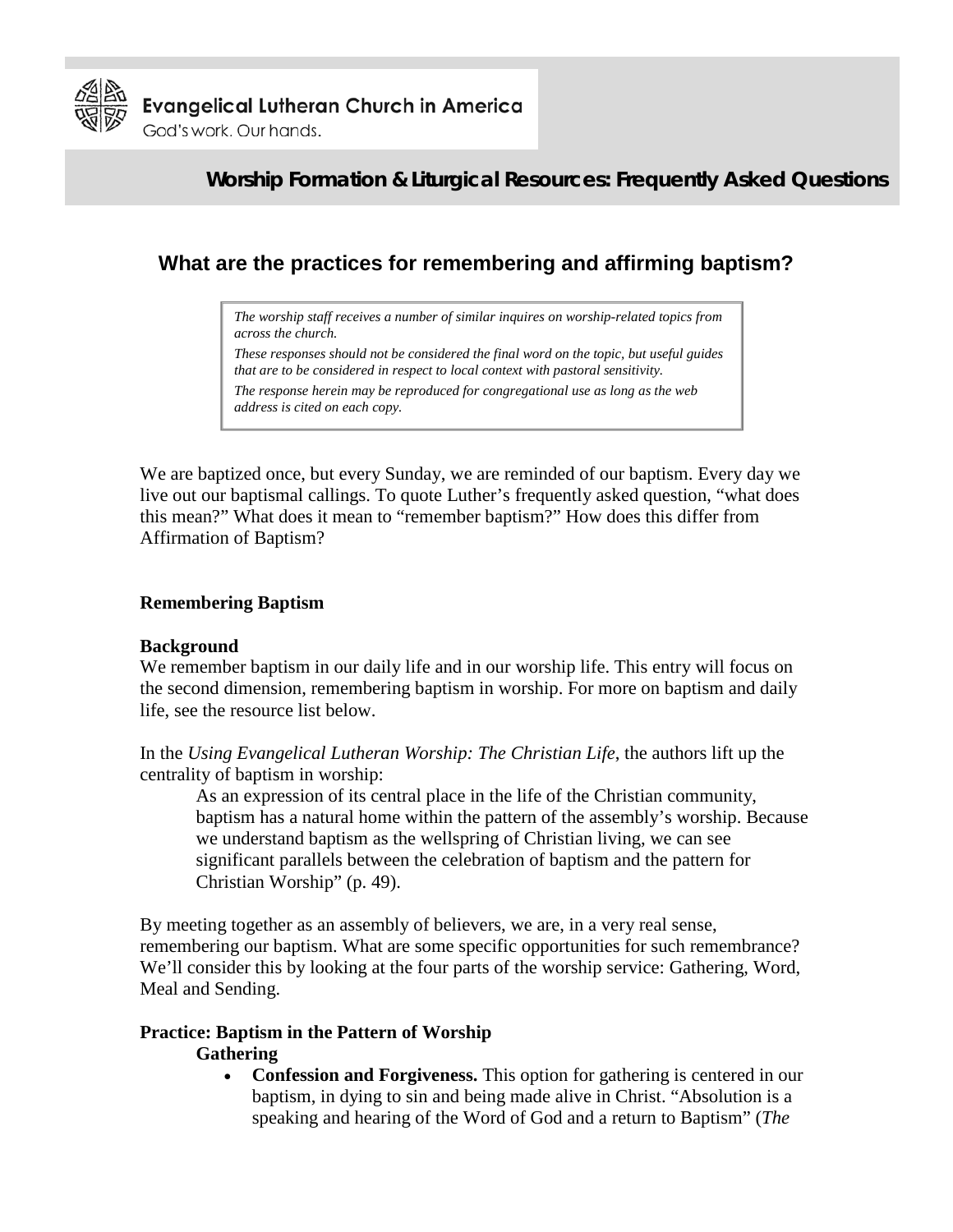Evangelical Lutheran Church in America

God's work. Our hands.

**Worship Formation & Liturgical Resources: Frequently Asked Questions**

# What are the practices for remembering and affirming baptism?

> *The worship staff receives a number of similar inquires on worship-related topics from across the church.*
>
> *These responses should not be considered the final word on the topic, but useful guides that are to be considered in respect to local context with pastoral sensitivity.*
>
> *The response herein may be reproduced for congregational use as long as the web address is cited on each copy.*

We are baptized once, but every Sunday, we are reminded of our baptism. Every day we live out our baptismal callings. To quote Luther's frequently asked question, "what does this mean?" What does it mean to "remember baptism?" How does this differ from Affirmation of Baptism?

## Remembering Baptism

### Background

We remember baptism in our daily life and in our worship life. This entry will focus on the second dimension, remembering baptism in worship. For more on baptism and daily life, see the resource list below.

In the *Using Evangelical Lutheran Worship: The Christian Life*, the authors lift up the centrality of baptism in worship:

> As an expression of its central place in the life of the Christian community, baptism has a natural home within the pattern of the assembly's worship. Because we understand baptism as the wellspring of Christian living, we can see significant parallels between the celebration of baptism and the pattern for Christian Worship" (p. 49).

By meeting together as an assembly of believers, we are, in a very real sense, remembering our baptism. What are some specific opportunities for such remembrance? We'll consider this by looking at the four parts of the worship service: Gathering, Word, Meal and Sending.

### Practice: Baptism in the Pattern of Worship

**Gathering**

- **Confession and Forgiveness.** This option for gathering is centered in our baptism, in dying to sin and being made alive in Christ. "Absolution is a speaking and hearing of the Word of God and a return to Baptism" (*The*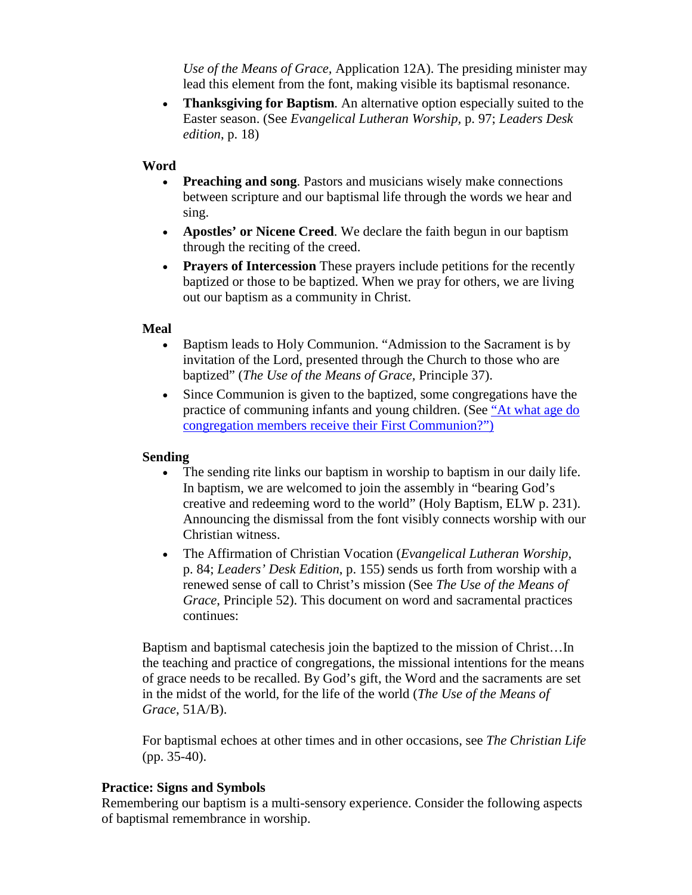*Use of the Means of Grace,* Application 12A). The presiding minister may lead this element from the font, making visible its baptismal resonance.

- **Thanksgiving for Baptism**. An alternative option especially suited to the Easter season. (See *Evangelical Lutheran Worship,* p. 97; *Leaders Desk edition*, p. 18)

**Word**

- **Preaching and song**. Pastors and musicians wisely make connections between scripture and our baptismal life through the words we hear and sing.
- **Apostles' or Nicene Creed**. We declare the faith begun in our baptism through the reciting of the creed.
- **Prayers of Intercession** These prayers include petitions for the recently baptized or those to be baptized. When we pray for others, we are living out our baptism as a community in Christ.

**Meal**

- Baptism leads to Holy Communion. "Admission to the Sacrament is by invitation of the Lord, presented through the Church to those who are baptized" (*The Use of the Means of Grace,* Principle 37).
- Since Communion is given to the baptized, some congregations have the practice of communing infants and young children. (See "At what age do congregation members receive their First Communion?")

**Sending**

- The sending rite links our baptism in worship to baptism in our daily life. In baptism, we are welcomed to join the assembly in "bearing God's creative and redeeming word to the world" (Holy Baptism, ELW p. 231). Announcing the dismissal from the font visibly connects worship with our Christian witness.
- The Affirmation of Christian Vocation (*Evangelical Lutheran Worship*, p. 84; *Leaders' Desk Edition*, p. 155) sends us forth from worship with a renewed sense of call to Christ's mission (See *The Use of the Means of Grace*, Principle 52). This document on word and sacramental practices continues:

Baptism and baptismal catechesis join the baptized to the mission of Christ…In the teaching and practice of congregations, the missional intentions for the means of grace needs to be recalled. By God's gift, the Word and the sacraments are set in the midst of the world, for the life of the world (*The Use of the Means of Grace*, 51A/B).

For baptismal echoes at other times and in other occasions, see *The Christian Life* (pp. 35-40).

**Practice: Signs and Symbols**

Remembering our baptism is a multi-sensory experience. Consider the following aspects of baptismal remembrance in worship.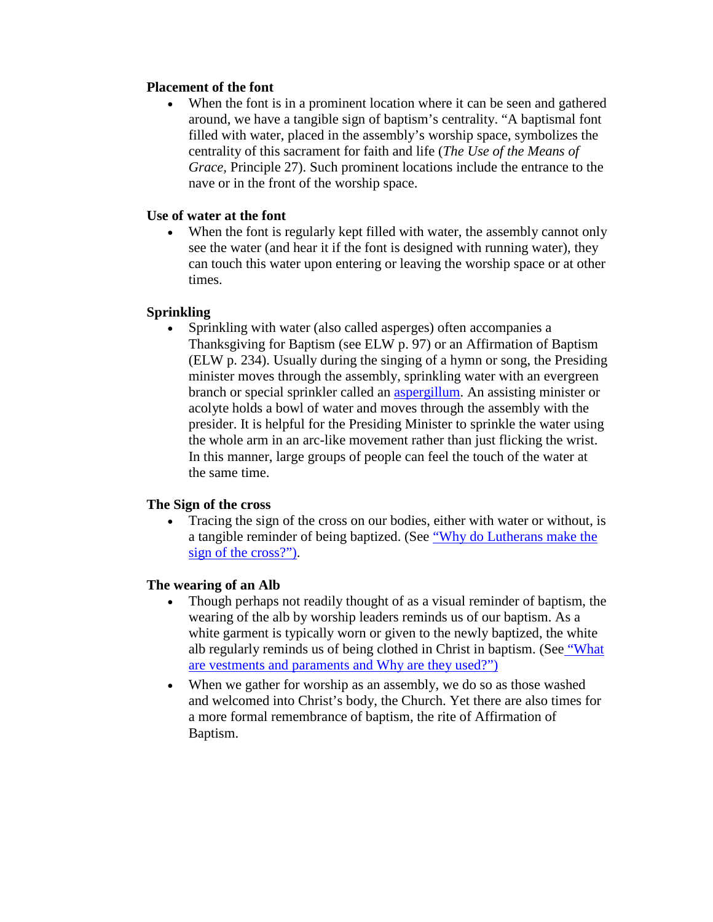**Placement of the font**

- When the font is in a prominent location where it can be seen and gathered around, we have a tangible sign of baptism's centrality. "A baptismal font filled with water, placed in the assembly's worship space, symbolizes the centrality of this sacrament for faith and life (*The Use of the Means of Grace*, Principle 27). Such prominent locations include the entrance to the nave or in the front of the worship space.

**Use of water at the font**

- When the font is regularly kept filled with water, the assembly cannot only see the water (and hear it if the font is designed with running water), they can touch this water upon entering or leaving the worship space or at other times.

**Sprinkling**

- Sprinkling with water (also called asperges) often accompanies a Thanksgiving for Baptism (see ELW p. 97) or an Affirmation of Baptism (ELW p. 234). Usually during the singing of a hymn or song, the Presiding minister moves through the assembly, sprinkling water with an evergreen branch or special sprinkler called an aspergillum. An assisting minister or acolyte holds a bowl of water and moves through the assembly with the presider. It is helpful for the Presiding Minister to sprinkle the water using the whole arm in an arc-like movement rather than just flicking the wrist. In this manner, large groups of people can feel the touch of the water at the same time.

**The Sign of the cross**

- Tracing the sign of the cross on our bodies, either with water or without, is a tangible reminder of being baptized. (See "Why do Lutherans make the sign of the cross?").

**The wearing of an Alb**

- Though perhaps not readily thought of as a visual reminder of baptism, the wearing of the alb by worship leaders reminds us of our baptism. As a white garment is typically worn or given to the newly baptized, the white alb regularly reminds us of being clothed in Christ in baptism. (See "What are vestments and paraments and Why are they used?")
- When we gather for worship as an assembly, we do so as those washed and welcomed into Christ's body, the Church. Yet there are also times for a more formal remembrance of baptism, the rite of Affirmation of Baptism.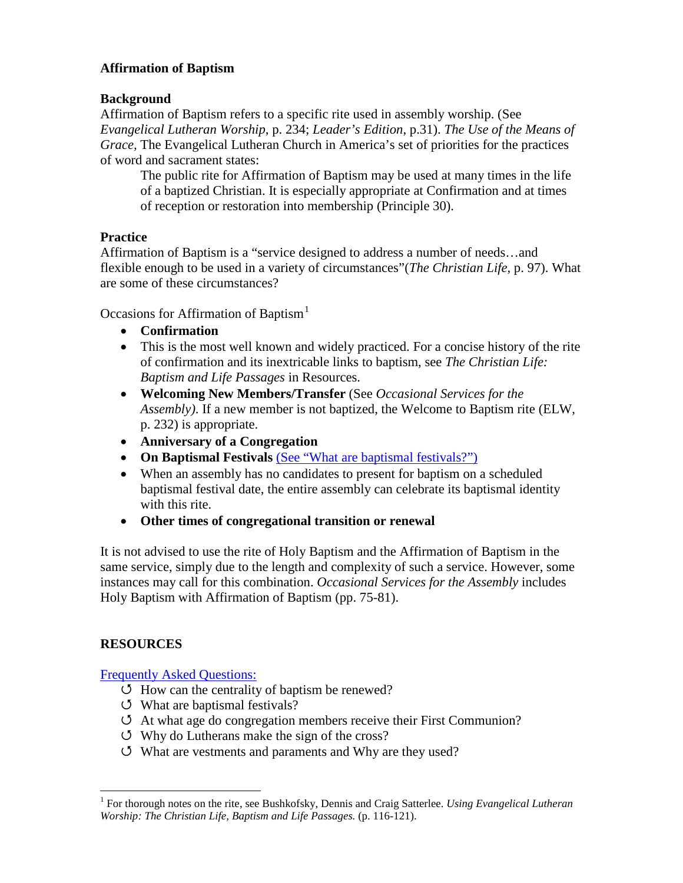**Affirmation of Baptism**

**Background**

Affirmation of Baptism refers to a specific rite used in assembly worship. (See *Evangelical Lutheran Worship*, p. 234; *Leader's Edition*, p.31). *The Use of the Means of Grace*, The Evangelical Lutheran Church in America's set of priorities for the practices of word and sacrament states:

> The public rite for Affirmation of Baptism may be used at many times in the life of a baptized Christian. It is especially appropriate at Confirmation and at times of reception or restoration into membership (Principle 30).

**Practice**

Affirmation of Baptism is a "service designed to address a number of needs…and flexible enough to be used in a variety of circumstances"(*The Christian Life*, p. 97). What are some of these circumstances?

Occasions for Affirmation of Baptism[1]

- **Confirmation**
- This is the most well known and widely practiced. For a concise history of the rite of confirmation and its inextricable links to baptism, see *The Christian Life: Baptism and Life Passages* in Resources.
- **Welcoming New Members/Transfer** (See *Occasional Services for the Assembly)*. If a new member is not baptized, the Welcome to Baptism rite (ELW, p. 232) is appropriate.
- **Anniversary of a Congregation**
- **On Baptismal Festivals** (See "What are baptismal festivals?")
- When an assembly has no candidates to present for baptism on a scheduled baptismal festival date, the entire assembly can celebrate its baptismal identity with this rite.
- **Other times of congregational transition or renewal**

It is not advised to use the rite of Holy Baptism and the Affirmation of Baptism in the same service, simply due to the length and complexity of such a service. However, some instances may call for this combination. *Occasional Services for the Assembly* includes Holy Baptism with Affirmation of Baptism (pp. 75-81).

**RESOURCES**

Frequently Asked Questions:

- How can the centrality of baptism be renewed?
- What are baptismal festivals?
- At what age do congregation members receive their First Communion?
- Why do Lutherans make the sign of the cross?
- What are vestments and paraments and Why are they used?

---

[1] For thorough notes on the rite, see Bushkofsky, Dennis and Craig Satterlee. *Using Evangelical Lutheran Worship: The Christian Life, Baptism and Life Passages.* (p. 116-121).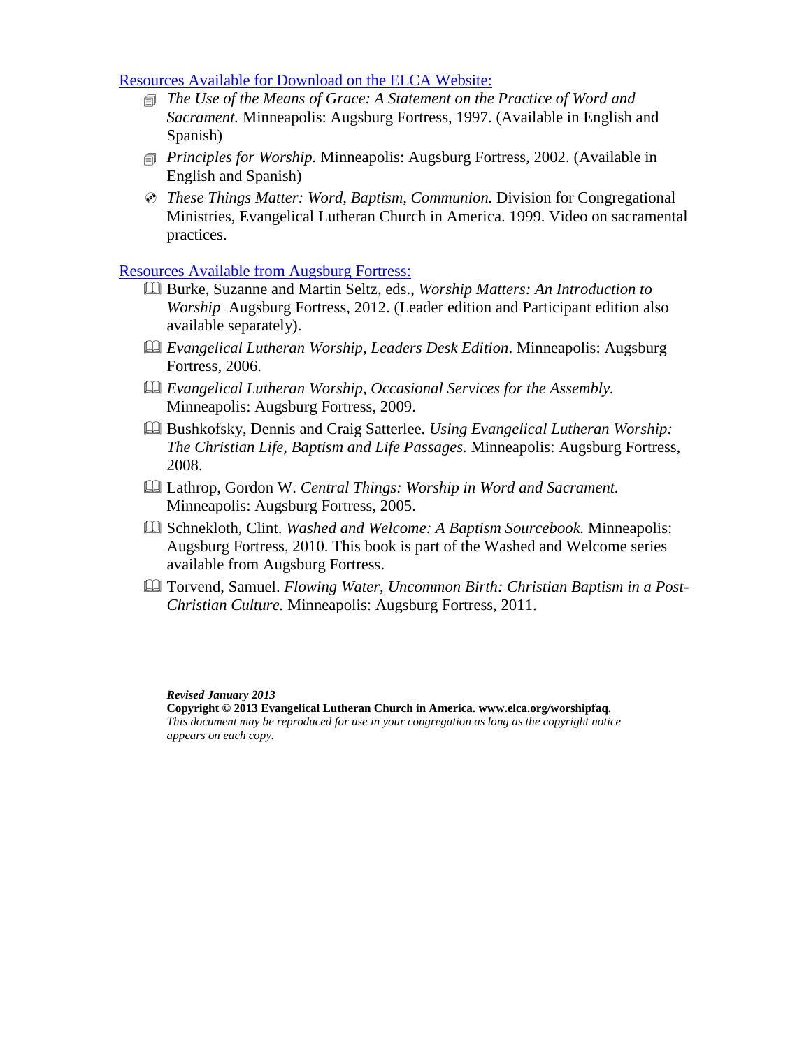Resources Available for Download on the ELCA Website:

- *The Use of the Means of Grace: A Statement on the Practice of Word and Sacrament.* Minneapolis: Augsburg Fortress, 1997. (Available in English and Spanish)
- *Principles for Worship.* Minneapolis: Augsburg Fortress, 2002. (Available in English and Spanish)
- *These Things Matter: Word, Baptism, Communion.* Division for Congregational Ministries, Evangelical Lutheran Church in America. 1999. Video on sacramental practices.

Resources Available from Augsburg Fortress:

- Burke, Suzanne and Martin Seltz, eds., *Worship Matters: An Introduction to Worship* Augsburg Fortress, 2012. (Leader edition and Participant edition also available separately).
- *Evangelical Lutheran Worship, Leaders Desk Edition*. Minneapolis: Augsburg Fortress, 2006.
- *Evangelical Lutheran Worship, Occasional Services for the Assembly.* Minneapolis: Augsburg Fortress, 2009.
- Bushkofsky, Dennis and Craig Satterlee. *Using Evangelical Lutheran Worship: The Christian Life, Baptism and Life Passages.* Minneapolis: Augsburg Fortress, 2008.
- Lathrop, Gordon W. *Central Things: Worship in Word and Sacrament.* Minneapolis: Augsburg Fortress, 2005.
- Schnekloth, Clint. *Washed and Welcome: A Baptism Sourcebook.* Minneapolis: Augsburg Fortress, 2010. This book is part of the Washed and Welcome series available from Augsburg Fortress.
- Torvend, Samuel. *Flowing Water, Uncommon Birth: Christian Baptism in a Post-Christian Culture.* Minneapolis: Augsburg Fortress, 2011.

***Revised January 2013***
**Copyright © 2013 Evangelical Lutheran Church in America. www.elca.org/worshipfaq.**
*This document may be reproduced for use in your congregation as long as the copyright notice appears on each copy.*